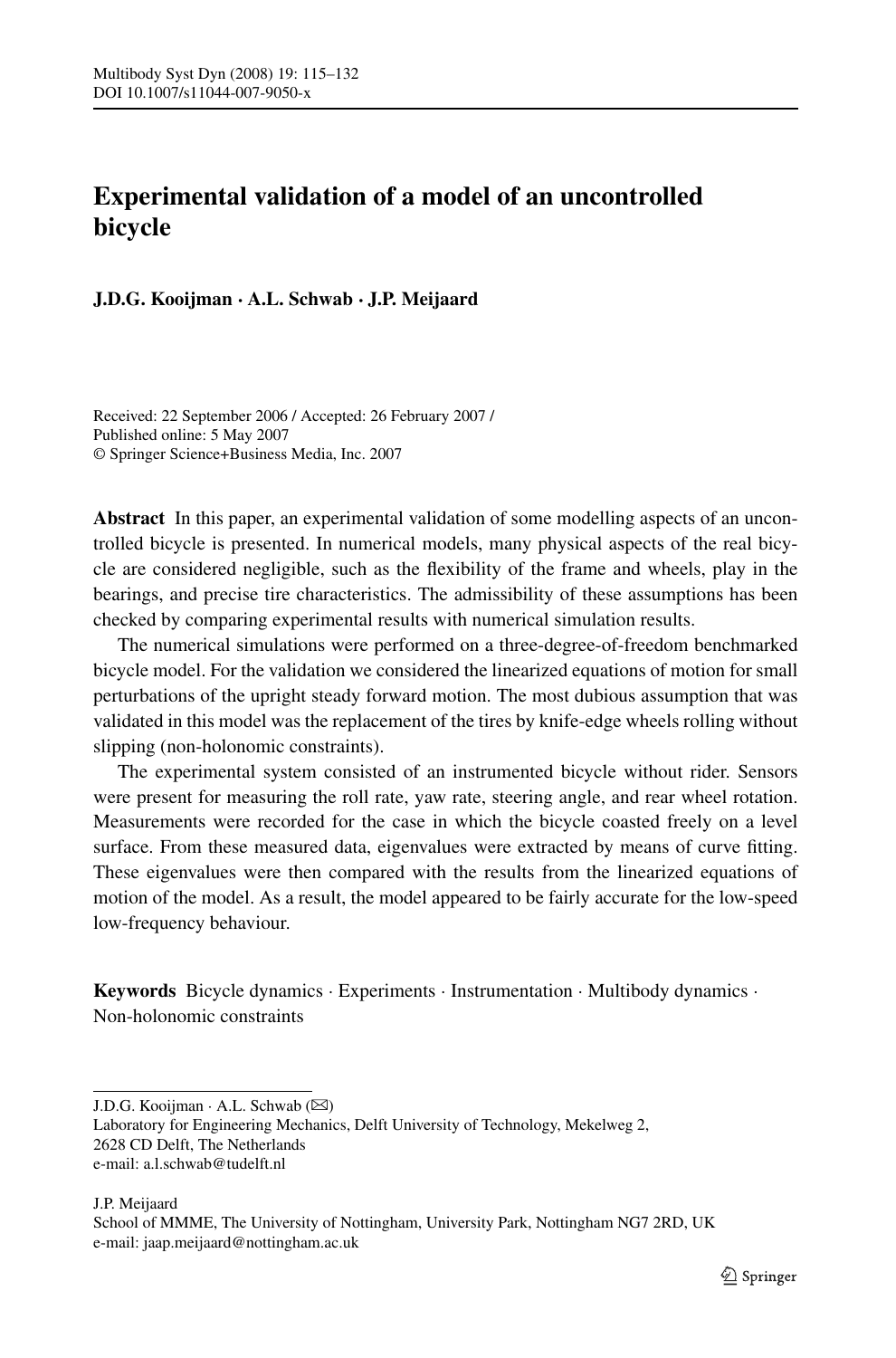# Experimental validation of a model of an uncontrolled bicycle

**J.D.G. Kooijman · A.L. Schwab · J.P. Meijaard**

Received: 22 September 2006 / Accepted: 26 February 2007 /
Published online: 5 May 2007
© Springer Science+Business Media, Inc. 2007

**Abstract** In this paper, an experimental validation of some modelling aspects of an uncontrolled bicycle is presented. In numerical models, many physical aspects of the real bicycle are considered negligible, such as the flexibility of the frame and wheels, play in the bearings, and precise tire characteristics. The admissibility of these assumptions has been checked by comparing experimental results with numerical simulation results.

The numerical simulations were performed on a three-degree-of-freedom benchmarked bicycle model. For the validation we considered the linearized equations of motion for small perturbations of the upright steady forward motion. The most dubious assumption that was validated in this model was the replacement of the tires by knife-edge wheels rolling without slipping (non-holonomic constraints).

The experimental system consisted of an instrumented bicycle without rider. Sensors were present for measuring the roll rate, yaw rate, steering angle, and rear wheel rotation. Measurements were recorded for the case in which the bicycle coasted freely on a level surface. From these measured data, eigenvalues were extracted by means of curve fitting. These eigenvalues were then compared with the results from the linearized equations of motion of the model. As a result, the model appeared to be fairly accurate for the low-speed low-frequency behaviour.

**Keywords** Bicycle dynamics · Experiments · Instrumentation · Multibody dynamics · Non-holonomic constraints

---

J.D.G. Kooijman · A.L. Schwab (✉)
Laboratory for Engineering Mechanics, Delft University of Technology, Mekelweg 2,
2628 CD Delft, The Netherlands
e-mail: a.l.schwab@tudelft.nl

J.P. Meijaard
School of MMME, The University of Nottingham, University Park, Nottingham NG7 2RD, UK
e-mail: jaap.meijaard@nottingham.ac.uk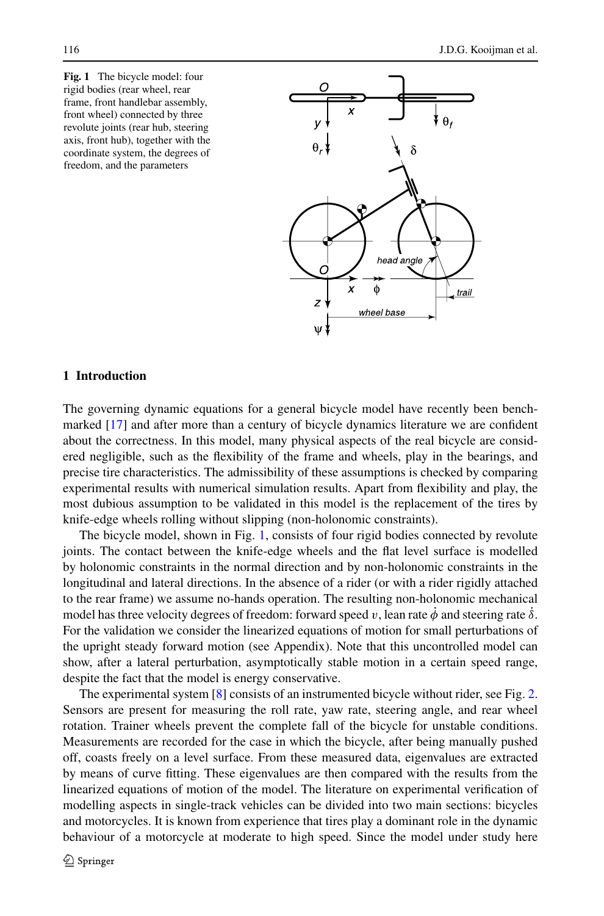**Fig. 1** The bicycle model: four rigid bodies (rear wheel, rear frame, front handlebar assembly, front wheel) connected by three revolute joints (rear hub, steering axis, front hub), together with the coordinate system, the degrees of freedom, and the parameters

## 1 Introduction

The governing dynamic equations for a general bicycle model have recently been benchmarked [17] and after more than a century of bicycle dynamics literature we are confident about the correctness. In this model, many physical aspects of the real bicycle are considered negligible, such as the flexibility of the frame and wheels, play in the bearings, and precise tire characteristics. The admissibility of these assumptions is checked by comparing experimental results with numerical simulation results. Apart from flexibility and play, the most dubious assumption to be validated in this model is the replacement of the tires by knife-edge wheels rolling without slipping (non-holonomic constraints).

The bicycle model, shown in Fig. 1, consists of four rigid bodies connected by revolute joints. The contact between the knife-edge wheels and the flat level surface is modelled by holonomic constraints in the normal direction and by non-holonomic constraints in the longitudinal and lateral directions. In the absence of a rider (or with a rider rigidly attached to the rear frame) we assume no-hands operation. The resulting non-holonomic mechanical model has three velocity degrees of freedom: forward speed $v$, lean rate $\dot{\phi}$ and steering rate $\dot{\delta}$. For the validation we consider the linearized equations of motion for small perturbations of the upright steady forward motion (see Appendix). Note that this uncontrolled model can show, after a lateral perturbation, asymptotically stable motion in a certain speed range, despite the fact that the model is energy conservative.

The experimental system [8] consists of an instrumented bicycle without rider, see Fig. 2. Sensors are present for measuring the roll rate, yaw rate, steering angle, and rear wheel rotation. Trainer wheels prevent the complete fall of the bicycle for unstable conditions. Measurements are recorded for the case in which the bicycle, after being manually pushed off, coasts freely on a level surface. From these measured data, eigenvalues are extracted by means of curve fitting. These eigenvalues are then compared with the results from the linearized equations of motion of the model. The literature on experimental verification of modelling aspects in single-track vehicles can be divided into two main sections: bicycles and motorcycles. It is known from experience that tires play a dominant role in the dynamic behaviour of a motorcycle at moderate to high speed. Since the model under study here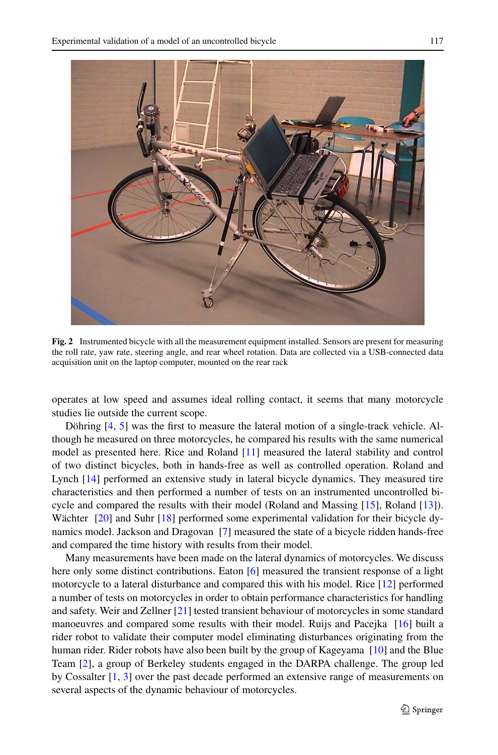**Fig. 2** Instrumented bicycle with all the measurement equipment installed. Sensors are present for measuring the roll rate, yaw rate, steering angle, and rear wheel rotation. Data are collected via a USB-connected data acquisition unit on the laptop computer, mounted on the rear rack

operates at low speed and assumes ideal rolling contact, it seems that many motorcycle studies lie outside the current scope.

Döhring [4, 5] was the first to measure the lateral motion of a single-track vehicle. Although he measured on three motorcycles, he compared his results with the same numerical model as presented here. Rice and Roland [11] measured the lateral stability and control of two distinct bicycles, both in hands-free as well as controlled operation. Roland and Lynch [14] performed an extensive study in lateral bicycle dynamics. They measured tire characteristics and then performed a number of tests on an instrumented uncontrolled bicycle and compared the results with their model (Roland and Massing [15], Roland [13]). Wächter [20] and Suhr [18] performed some experimental validation for their bicycle dynamics model. Jackson and Dragovan [7] measured the state of a bicycle ridden hands-free and compared the time history with results from their model.

Many measurements have been made on the lateral dynamics of motorcycles. We discuss here only some distinct contributions. Eaton [6] measured the transient response of a light motorcycle to a lateral disturbance and compared this with his model. Rice [12] performed a number of tests on motorcycles in order to obtain performance characteristics for handling and safety. Weir and Zellner [21] tested transient behaviour of motorcycles in some standard manoeuvres and compared some results with their model. Ruijs and Pacejka [16] built a rider robot to validate their computer model eliminating disturbances originating from the human rider. Rider robots have also been built by the group of Kageyama [10] and the Blue Team [2], a group of Berkeley students engaged in the DARPA challenge. The group led by Cossalter [1, 3] over the past decade performed an extensive range of measurements on several aspects of the dynamic behaviour of motorcycles.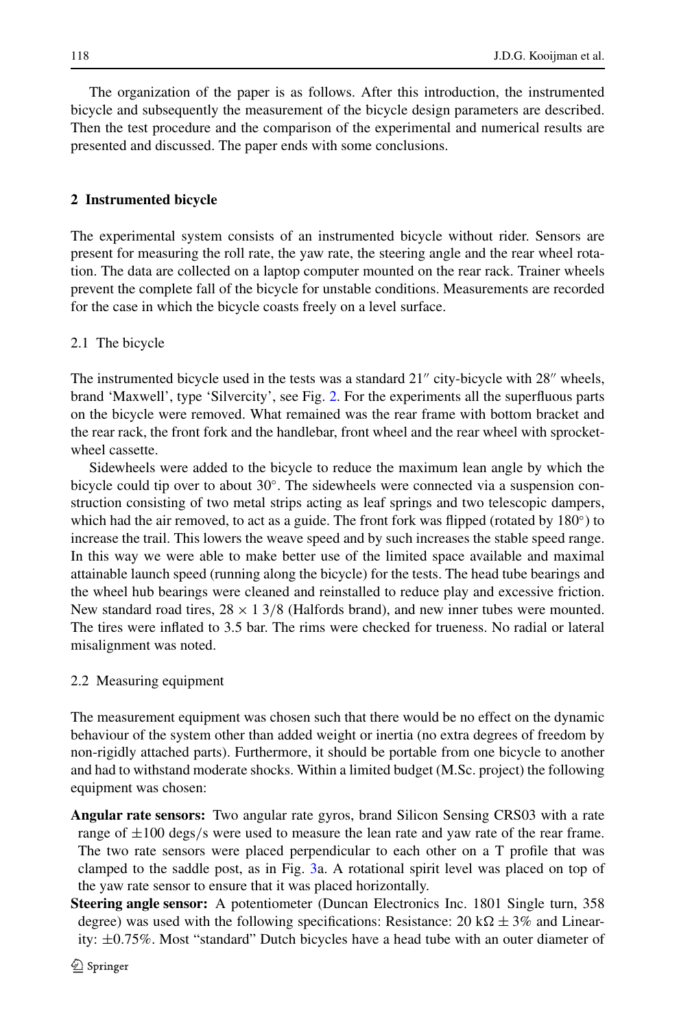The organization of the paper is as follows. After this introduction, the instrumented bicycle and subsequently the measurement of the bicycle design parameters are described. Then the test procedure and the comparison of the experimental and numerical results are presented and discussed. The paper ends with some conclusions.

## 2 Instrumented bicycle

The experimental system consists of an instrumented bicycle without rider. Sensors are present for measuring the roll rate, the yaw rate, the steering angle and the rear wheel rotation. The data are collected on a laptop computer mounted on the rear rack. Trainer wheels prevent the complete fall of the bicycle for unstable conditions. Measurements are recorded for the case in which the bicycle coasts freely on a level surface.

### 2.1 The bicycle

The instrumented bicycle used in the tests was a standard 21″ city-bicycle with 28″ wheels, brand 'Maxwell', type 'Silvercity', see Fig. 2. For the experiments all the superfluous parts on the bicycle were removed. What remained was the rear frame with bottom bracket and the rear rack, the front fork and the handlebar, front wheel and the rear wheel with sprocket-wheel cassette.

Sidewheels were added to the bicycle to reduce the maximum lean angle by which the bicycle could tip over to about 30°. The sidewheels were connected via a suspension construction consisting of two metal strips acting as leaf springs and two telescopic dampers, which had the air removed, to act as a guide. The front fork was flipped (rotated by 180°) to increase the trail. This lowers the weave speed and by such increases the stable speed range. In this way we were able to make better use of the limited space available and maximal attainable launch speed (running along the bicycle) for the tests. The head tube bearings and the wheel hub bearings were cleaned and reinstalled to reduce play and excessive friction. New standard road tires, 28 × 1 3/8 (Halfords brand), and new inner tubes were mounted. The tires were inflated to 3.5 bar. The rims were checked for trueness. No radial or lateral misalignment was noted.

### 2.2 Measuring equipment

The measurement equipment was chosen such that there would be no effect on the dynamic behaviour of the system other than added weight or inertia (no extra degrees of freedom by non-rigidly attached parts). Furthermore, it should be portable from one bicycle to another and had to withstand moderate shocks. Within a limited budget (M.Sc. project) the following equipment was chosen:

**Angular rate sensors:** Two angular rate gyros, brand Silicon Sensing CRS03 with a rate range of ±100 degs/s were used to measure the lean rate and yaw rate of the rear frame. The two rate sensors were placed perpendicular to each other on a T profile that was clamped to the saddle post, as in Fig. 3a. A rotational spirit level was placed on top of the yaw rate sensor to ensure that it was placed horizontally.

**Steering angle sensor:** A potentiometer (Duncan Electronics Inc. 1801 Single turn, 358 degree) was used with the following specifications: Resistance: 20 kΩ ± 3% and Linearity: ±0.75%. Most "standard" Dutch bicycles have a head tube with an outer diameter of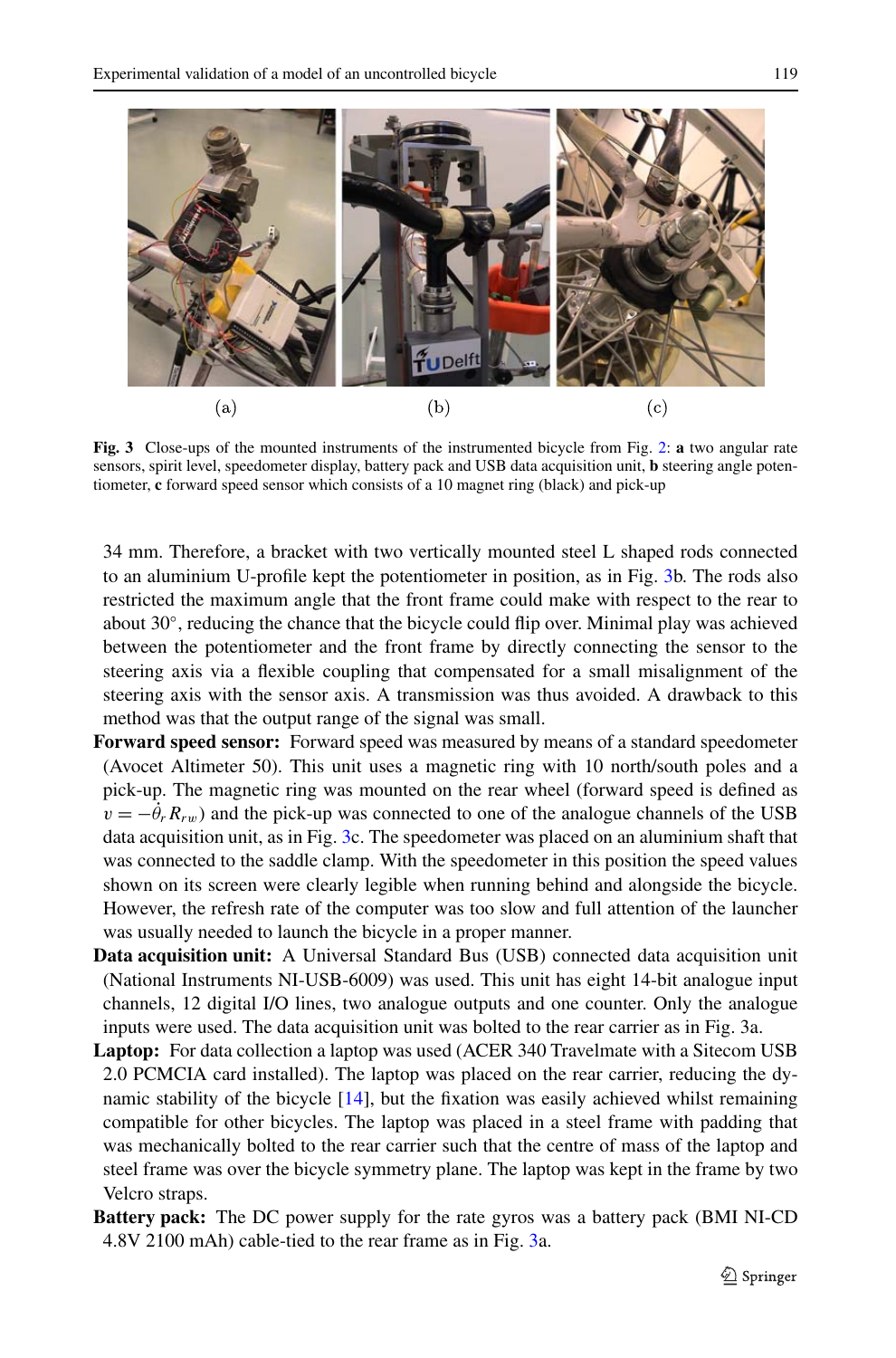(a) (b) (c)

**Fig. 3** Close-ups of the mounted instruments of the instrumented bicycle from Fig. 2: **a** two angular rate sensors, spirit level, speedometer display, battery pack and USB data acquisition unit, **b** steering angle potentiometer, **c** forward speed sensor which consists of a 10 magnet ring (black) and pick-up

34 mm. Therefore, a bracket with two vertically mounted steel L shaped rods connected to an aluminium U-profile kept the potentiometer in position, as in Fig. 3b. The rods also restricted the maximum angle that the front frame could make with respect to the rear to about 30°, reducing the chance that the bicycle could flip over. Minimal play was achieved between the potentiometer and the front frame by directly connecting the sensor to the steering axis via a flexible coupling that compensated for a small misalignment of the steering axis with the sensor axis. A transmission was thus avoided. A drawback to this method was that the output range of the signal was small.

**Forward speed sensor:** Forward speed was measured by means of a standard speedometer (Avocet Altimeter 50). This unit uses a magnetic ring with 10 north/south poles and a pick-up. The magnetic ring was mounted on the rear wheel (forward speed is defined as $v = -\dot{\theta}_r R_{rw}$) and the pick-up was connected to one of the analogue channels of the USB data acquisition unit, as in Fig. 3c. The speedometer was placed on an aluminium shaft that was connected to the saddle clamp. With the speedometer in this position the speed values shown on its screen were clearly legible when running behind and alongside the bicycle. However, the refresh rate of the computer was too slow and full attention of the launcher was usually needed to launch the bicycle in a proper manner.

**Data acquisition unit:** A Universal Standard Bus (USB) connected data acquisition unit (National Instruments NI-USB-6009) was used. This unit has eight 14-bit analogue input channels, 12 digital I/O lines, two analogue outputs and one counter. Only the analogue inputs were used. The data acquisition unit was bolted to the rear carrier as in Fig. 3a.

**Laptop:** For data collection a laptop was used (ACER 340 Travelmate with a Sitecom USB 2.0 PCMCIA card installed). The laptop was placed on the rear carrier, reducing the dynamic stability of the bicycle [14], but the fixation was easily achieved whilst remaining compatible for other bicycles. The laptop was placed in a steel frame with padding that was mechanically bolted to the rear carrier such that the centre of mass of the laptop and steel frame was over the bicycle symmetry plane. The laptop was kept in the frame by two Velcro straps.

**Battery pack:** The DC power supply for the rate gyros was a battery pack (BMI NI-CD 4.8V 2100 mAh) cable-tied to the rear frame as in Fig. 3a.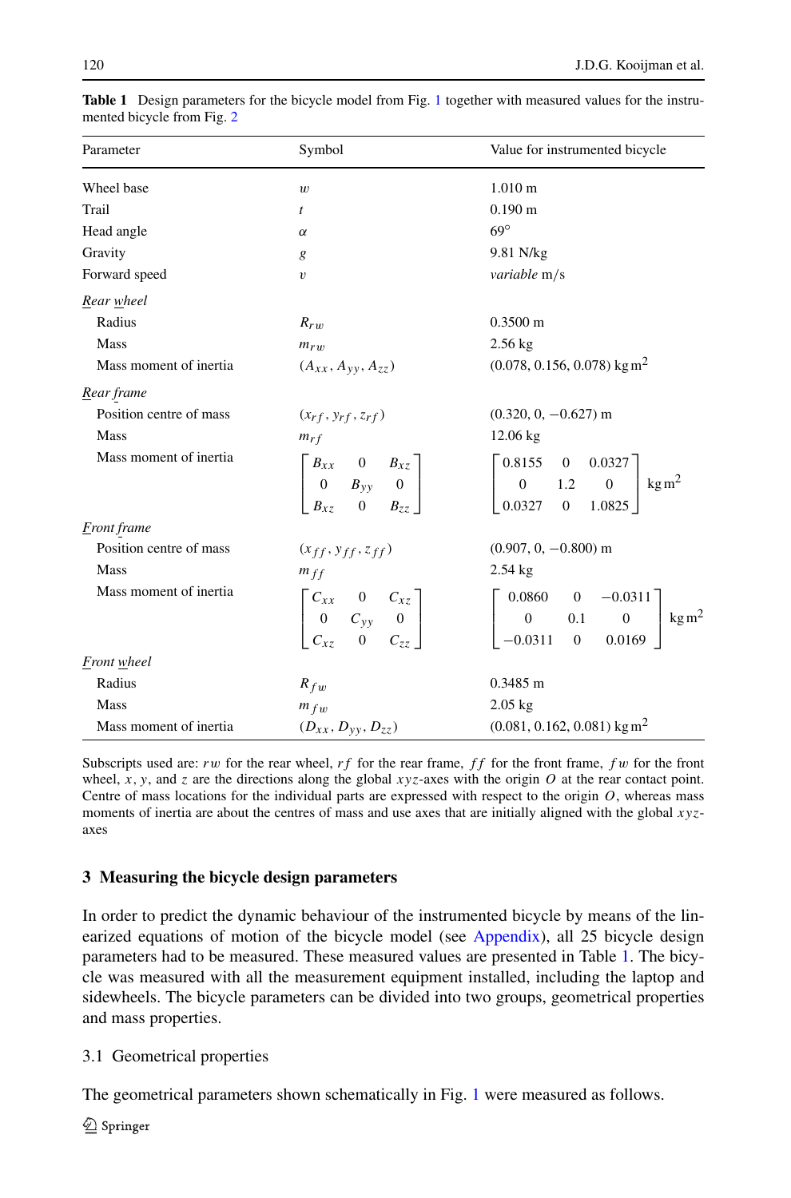**Table 1** Design parameters for the bicycle model from Fig. 1 together with measured values for the instrumented bicycle from Fig. 2

| Parameter | Symbol | Value for instrumented bicycle |
|---|---|---|
| Wheel base | $w$ | 1.010 m |
| Trail | $t$ | 0.190 m |
| Head angle | $\alpha$ | 69° |
| Gravity | $g$ | 9.81 N/kg |
| Forward speed | $v$ | *variable* m/s |
| *Rear wheel* | | |
| Radius | $R_{rw}$ | 0.3500 m |
| Mass | $m_{rw}$ | 2.56 kg |
| Mass moment of inertia | $(A_{xx}, A_{yy}, A_{zz})$ | (0.078, 0.156, 0.078) kg m$^2$ |
| *Rear frame* | | |
| Position centre of mass | $(x_{rf}, y_{rf}, z_{rf})$ | (0.320, 0, −0.627) m |
| Mass | $m_{rf}$ | 12.06 kg |
| Mass moment of inertia | $\begin{bmatrix} B_{xx} & 0 & B_{xz} \\ 0 & B_{yy} & 0 \\ B_{xz} & 0 & B_{zz} \end{bmatrix}$ | $\begin{bmatrix} 0.8155 & 0 & 0.0327 \\ 0 & 1.2 & 0 \\ 0.0327 & 0 & 1.0825 \end{bmatrix}$ kg m$^2$ |
| *Front frame* | | |
| Position centre of mass | $(x_{ff}, y_{ff}, z_{ff})$ | (0.907, 0, −0.800) m |
| Mass | $m_{ff}$ | 2.54 kg |
| Mass moment of inertia | $\begin{bmatrix} C_{xx} & 0 & C_{xz} \\ 0 & C_{yy} & 0 \\ C_{xz} & 0 & C_{zz} \end{bmatrix}$ | $\begin{bmatrix} 0.0860 & 0 & -0.0311 \\ 0 & 0.1 & 0 \\ -0.0311 & 0 & 0.0169 \end{bmatrix}$ kg m$^2$ |
| *Front wheel* | | |
| Radius | $R_{fw}$ | 0.3485 m |
| Mass | $m_{fw}$ | 2.05 kg |
| Mass moment of inertia | $(D_{xx}, D_{yy}, D_{zz})$ | (0.081, 0.162, 0.081) kg m$^2$ |

Subscripts used are: $rw$ for the rear wheel, $rf$ for the rear frame, $ff$ for the front frame, $fw$ for the front wheel, $x$, $y$, and $z$ are the directions along the global $xyz$-axes with the origin $O$ at the rear contact point. Centre of mass locations for the individual parts are expressed with respect to the origin $O$, whereas mass moments of inertia are about the centres of mass and use axes that are initially aligned with the global $xyz$-axes

## 3 Measuring the bicycle design parameters

In order to predict the dynamic behaviour of the instrumented bicycle by means of the linearized equations of motion of the bicycle model (see Appendix), all 25 bicycle design parameters had to be measured. These measured values are presented in Table 1. The bicycle was measured with all the measurement equipment installed, including the laptop and sidewheels. The bicycle parameters can be divided into two groups, geometrical properties and mass properties.

### 3.1 Geometrical properties

The geometrical parameters shown schematically in Fig. 1 were measured as follows.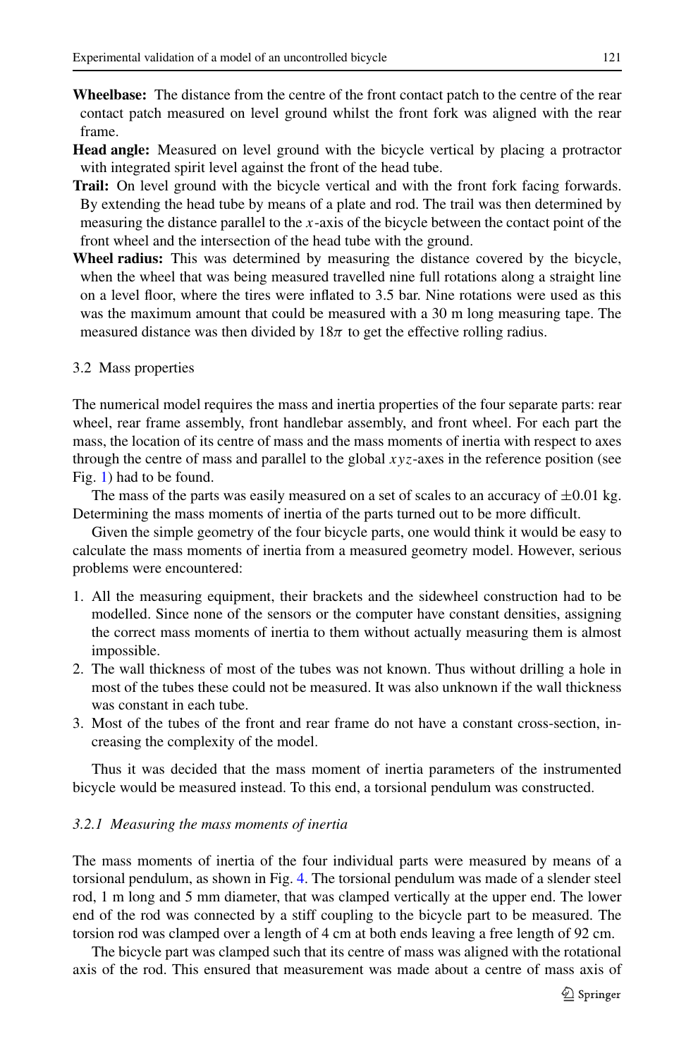**Wheelbase:** The distance from the centre of the front contact patch to the centre of the rear contact patch measured on level ground whilst the front fork was aligned with the rear frame.

**Head angle:** Measured on level ground with the bicycle vertical by placing a protractor with integrated spirit level against the front of the head tube.

**Trail:** On level ground with the bicycle vertical and with the front fork facing forwards. By extending the head tube by means of a plate and rod. The trail was then determined by measuring the distance parallel to the $x$-axis of the bicycle between the contact point of the front wheel and the intersection of the head tube with the ground.

**Wheel radius:** This was determined by measuring the distance covered by the bicycle, when the wheel that was being measured travelled nine full rotations along a straight line on a level floor, where the tires were inflated to 3.5 bar. Nine rotations were used as this was the maximum amount that could be measured with a 30 m long measuring tape. The measured distance was then divided by $18\pi$ to get the effective rolling radius.

## 3.2 Mass properties

The numerical model requires the mass and inertia properties of the four separate parts: rear wheel, rear frame assembly, front handlebar assembly, and front wheel. For each part the mass, the location of its centre of mass and the mass moments of inertia with respect to axes through the centre of mass and parallel to the global $xyz$-axes in the reference position (see Fig. 1) had to be found.

The mass of the parts was easily measured on a set of scales to an accuracy of $\pm 0.01$ kg. Determining the mass moments of inertia of the parts turned out to be more difficult.

Given the simple geometry of the four bicycle parts, one would think it would be easy to calculate the mass moments of inertia from a measured geometry model. However, serious problems were encountered:

1. All the measuring equipment, their brackets and the sidewheel construction had to be modelled. Since none of the sensors or the computer have constant densities, assigning the correct mass moments of inertia to them without actually measuring them is almost impossible.
2. The wall thickness of most of the tubes was not known. Thus without drilling a hole in most of the tubes these could not be measured. It was also unknown if the wall thickness was constant in each tube.
3. Most of the tubes of the front and rear frame do not have a constant cross-section, increasing the complexity of the model.

Thus it was decided that the mass moment of inertia parameters of the instrumented bicycle would be measured instead. To this end, a torsional pendulum was constructed.

### *3.2.1 Measuring the mass moments of inertia*

The mass moments of inertia of the four individual parts were measured by means of a torsional pendulum, as shown in Fig. 4. The torsional pendulum was made of a slender steel rod, 1 m long and 5 mm diameter, that was clamped vertically at the upper end. The lower end of the rod was connected by a stiff coupling to the bicycle part to be measured. The torsion rod was clamped over a length of 4 cm at both ends leaving a free length of 92 cm.

The bicycle part was clamped such that its centre of mass was aligned with the rotational axis of the rod. This ensured that measurement was made about a centre of mass axis of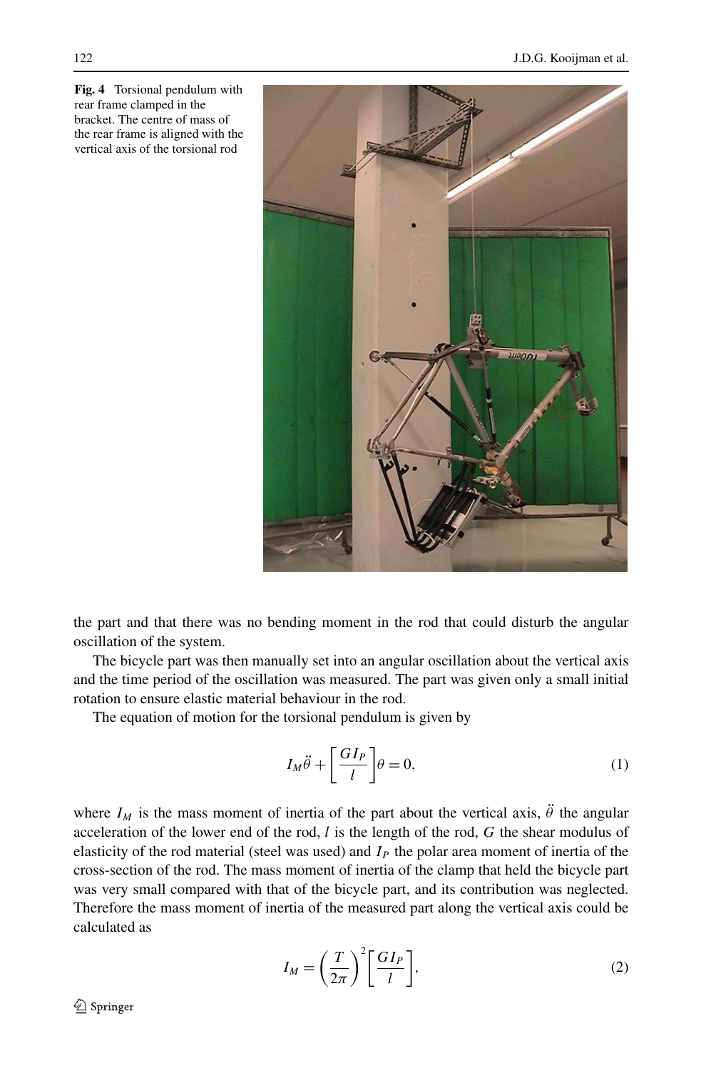**Fig. 4** Torsional pendulum with rear frame clamped in the bracket. The centre of mass of the rear frame is aligned with the vertical axis of the torsional rod

the part and that there was no bending moment in the rod that could disturb the angular oscillation of the system.

The bicycle part was then manually set into an angular oscillation about the vertical axis and the time period of the oscillation was measured. The part was given only a small initial rotation to ensure elastic material behaviour in the rod.

The equation of motion for the torsional pendulum is given by

$$I_M \ddot{\theta} + \left[\frac{GI_P}{l}\right]\theta = 0, \tag{1}$$

where $I_M$ is the mass moment of inertia of the part about the vertical axis, $\ddot{\theta}$ the angular acceleration of the lower end of the rod, $l$ is the length of the rod, $G$ the shear modulus of elasticity of the rod material (steel was used) and $I_P$ the polar area moment of inertia of the cross-section of the rod. The mass moment of inertia of the clamp that held the bicycle part was very small compared with that of the bicycle part, and its contribution was neglected. Therefore the mass moment of inertia of the measured part along the vertical axis could be calculated as

$$I_M = \left(\frac{T}{2\pi}\right)^2 \left[\frac{GI_P}{l}\right], \tag{2}$$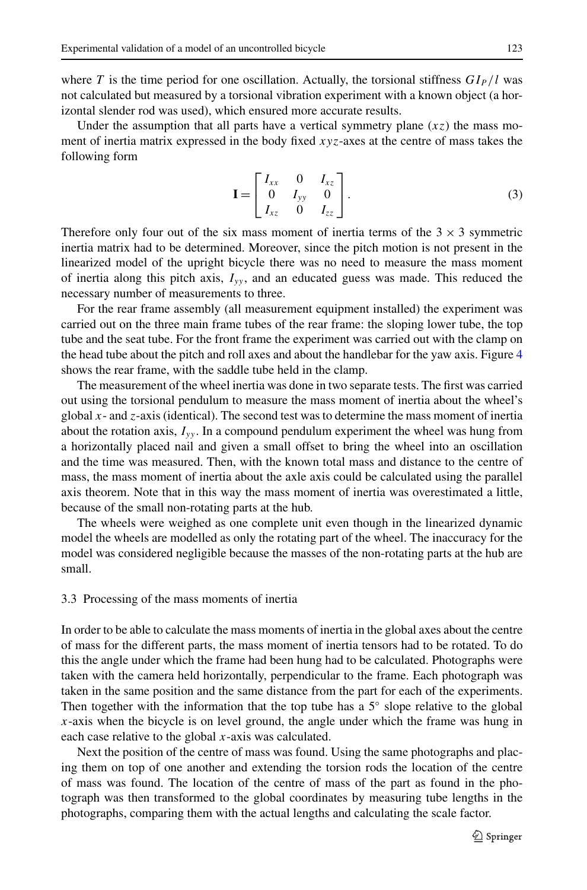where $T$ is the time period for one oscillation. Actually, the torsional stiffness $GI_P/l$ was not calculated but measured by a torsional vibration experiment with a known object (a horizontal slender rod was used), which ensured more accurate results.

Under the assumption that all parts have a vertical symmetry plane ($xz$) the mass moment of inertia matrix expressed in the body fixed $xyz$-axes at the centre of mass takes the following form

$$\mathbf{I} = \begin{bmatrix} I_{xx} & 0 & I_{xz} \\ 0 & I_{yy} & 0 \\ I_{xz} & 0 & I_{zz} \end{bmatrix}. \tag{3}$$

Therefore only four out of the six mass moment of inertia terms of the $3 \times 3$ symmetric inertia matrix had to be determined. Moreover, since the pitch motion is not present in the linearized model of the upright bicycle there was no need to measure the mass moment of inertia along this pitch axis, $I_{yy}$, and an educated guess was made. This reduced the necessary number of measurements to three.

For the rear frame assembly (all measurement equipment installed) the experiment was carried out on the three main frame tubes of the rear frame: the sloping lower tube, the top tube and the seat tube. For the front frame the experiment was carried out with the clamp on the head tube about the pitch and roll axes and about the handlebar for the yaw axis. Figure 4 shows the rear frame, with the saddle tube held in the clamp.

The measurement of the wheel inertia was done in two separate tests. The first was carried out using the torsional pendulum to measure the mass moment of inertia about the wheel's global $x$- and $z$-axis (identical). The second test was to determine the mass moment of inertia about the rotation axis, $I_{yy}$. In a compound pendulum experiment the wheel was hung from a horizontally placed nail and given a small offset to bring the wheel into an oscillation and the time was measured. Then, with the known total mass and distance to the centre of mass, the mass moment of inertia about the axle axis could be calculated using the parallel axis theorem. Note that in this way the mass moment of inertia was overestimated a little, because of the small non-rotating parts at the hub.

The wheels were weighed as one complete unit even though in the linearized dynamic model the wheels are modelled as only the rotating part of the wheel. The inaccuracy for the model was considered negligible because the masses of the non-rotating parts at the hub are small.

### 3.3 Processing of the mass moments of inertia

In order to be able to calculate the mass moments of inertia in the global axes about the centre of mass for the different parts, the mass moment of inertia tensors had to be rotated. To do this the angle under which the frame had been hung had to be calculated. Photographs were taken with the camera held horizontally, perpendicular to the frame. Each photograph was taken in the same position and the same distance from the part for each of the experiments. Then together with the information that the top tube has a 5° slope relative to the global $x$-axis when the bicycle is on level ground, the angle under which the frame was hung in each case relative to the global $x$-axis was calculated.

Next the position of the centre of mass was found. Using the same photographs and placing them on top of one another and extending the torsion rods the location of the centre of mass was found. The location of the centre of mass of the part as found in the photograph was then transformed to the global coordinates by measuring tube lengths in the photographs, comparing them with the actual lengths and calculating the scale factor.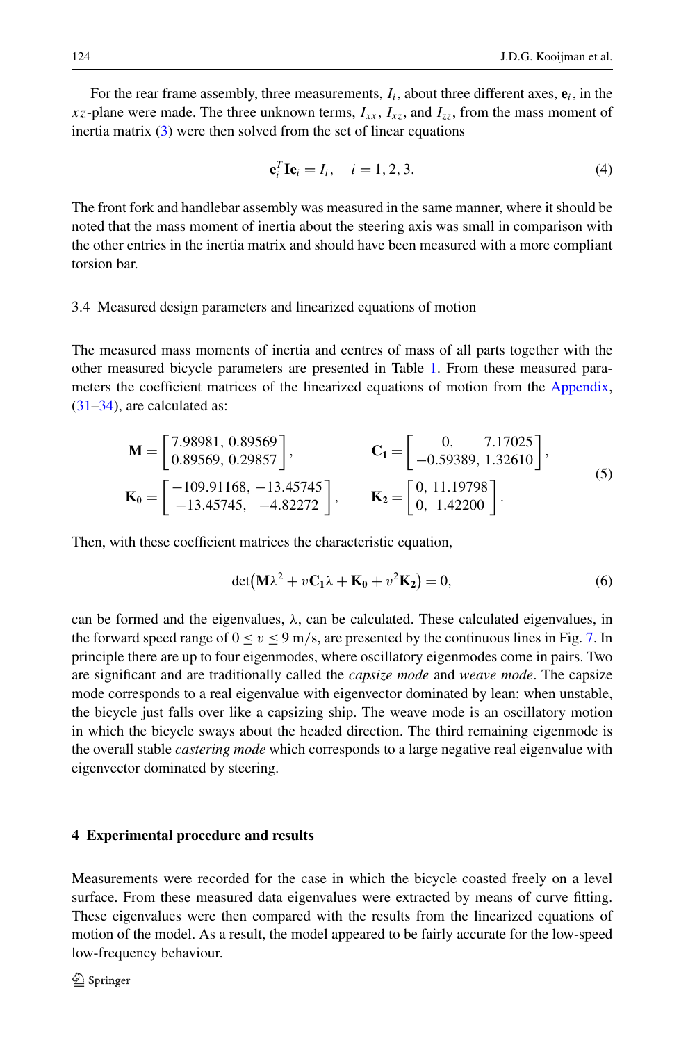For the rear frame assembly, three measurements, $I_i$, about three different axes, $\mathbf{e}_i$, in the $xz$-plane were made. The three unknown terms, $I_{xx}$, $I_{xz}$, and $I_{zz}$, from the mass moment of inertia matrix (3) were then solved from the set of linear equations

$$\mathbf{e}_i^T \mathbf{I} \mathbf{e}_i = I_i, \quad i = 1, 2, 3. \tag{4}$$

The front fork and handlebar assembly was measured in the same manner, where it should be noted that the mass moment of inertia about the steering axis was small in comparison with the other entries in the inertia matrix and should have been measured with a more compliant torsion bar.

### 3.4 Measured design parameters and linearized equations of motion

The measured mass moments of inertia and centres of mass of all parts together with the other measured bicycle parameters are presented in Table 1. From these measured parameters the coefficient matrices of the linearized equations of motion from the Appendix, (31–34), are calculated as:

$$\begin{aligned}
\mathbf{M} &= \begin{bmatrix} 7.98981, \; 0.89569 \\ 0.89569, \; 0.29857 \end{bmatrix}, & \mathbf{C_1} &= \begin{bmatrix} 0, & 7.17025 \\ -0.59389, & 1.32610 \end{bmatrix}, \\
\mathbf{K_0} &= \begin{bmatrix} -109.91168, & -13.45745 \\ -13.45745, & -4.82272 \end{bmatrix}, & \mathbf{K_2} &= \begin{bmatrix} 0, \; 11.19798 \\ 0, \; 1.42200 \end{bmatrix}.
\end{aligned} \tag{5}$$

Then, with these coefficient matrices the characteristic equation,

$$\det\bigl(\mathbf{M}\lambda^2 + v\mathbf{C_1}\lambda + \mathbf{K_0} + v^2\mathbf{K_2}\bigr) = 0, \tag{6}$$

can be formed and the eigenvalues, $\lambda$, can be calculated. These calculated eigenvalues, in the forward speed range of $0 \le v \le 9$ m/s, are presented by the continuous lines in Fig. 7. In principle there are up to four eigenmodes, where oscillatory eigenmodes come in pairs. Two are significant and are traditionally called the *capsize mode* and *weave mode*. The capsize mode corresponds to a real eigenvalue with eigenvector dominated by lean: when unstable, the bicycle just falls over like a capsizing ship. The weave mode is an oscillatory motion in which the bicycle sways about the headed direction. The third remaining eigenmode is the overall stable *castering mode* which corresponds to a large negative real eigenvalue with eigenvector dominated by steering.

## 4 Experimental procedure and results

Measurements were recorded for the case in which the bicycle coasted freely on a level surface. From these measured data eigenvalues were extracted by means of curve fitting. These eigenvalues were then compared with the results from the linearized equations of motion of the model. As a result, the model appeared to be fairly accurate for the low-speed low-frequency behaviour.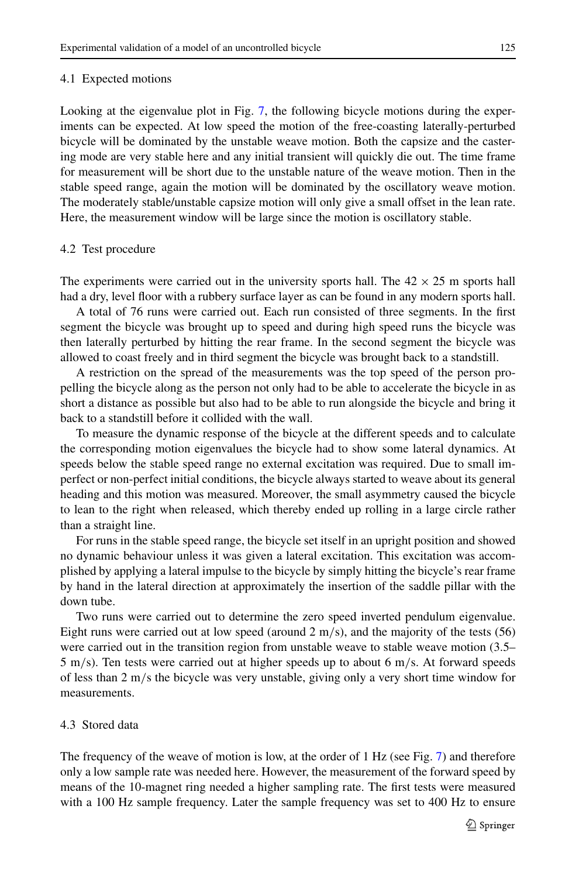### 4.1 Expected motions

Looking at the eigenvalue plot in Fig. 7, the following bicycle motions during the experiments can be expected. At low speed the motion of the free-coasting laterally-perturbed bicycle will be dominated by the unstable weave motion. Both the capsize and the castering mode are very stable here and any initial transient will quickly die out. The time frame for measurement will be short due to the unstable nature of the weave motion. Then in the stable speed range, again the motion will be dominated by the oscillatory weave motion. The moderately stable/unstable capsize motion will only give a small offset in the lean rate. Here, the measurement window will be large since the motion is oscillatory stable.

### 4.2 Test procedure

The experiments were carried out in the university sports hall. The $42 \times 25$ m sports hall had a dry, level floor with a rubbery surface layer as can be found in any modern sports hall.

A total of 76 runs were carried out. Each run consisted of three segments. In the first segment the bicycle was brought up to speed and during high speed runs the bicycle was then laterally perturbed by hitting the rear frame. In the second segment the bicycle was allowed to coast freely and in third segment the bicycle was brought back to a standstill.

A restriction on the spread of the measurements was the top speed of the person propelling the bicycle along as the person not only had to be able to accelerate the bicycle in as short a distance as possible but also had to be able to run alongside the bicycle and bring it back to a standstill before it collided with the wall.

To measure the dynamic response of the bicycle at the different speeds and to calculate the corresponding motion eigenvalues the bicycle had to show some lateral dynamics. At speeds below the stable speed range no external excitation was required. Due to small imperfect or non-perfect initial conditions, the bicycle always started to weave about its general heading and this motion was measured. Moreover, the small asymmetry caused the bicycle to lean to the right when released, which thereby ended up rolling in a large circle rather than a straight line.

For runs in the stable speed range, the bicycle set itself in an upright position and showed no dynamic behaviour unless it was given a lateral excitation. This excitation was accomplished by applying a lateral impulse to the bicycle by simply hitting the bicycle's rear frame by hand in the lateral direction at approximately the insertion of the saddle pillar with the down tube.

Two runs were carried out to determine the zero speed inverted pendulum eigenvalue. Eight runs were carried out at low speed (around 2 m/s), and the majority of the tests (56) were carried out in the transition region from unstable weave to stable weave motion (3.5–5 m/s). Ten tests were carried out at higher speeds up to about 6 m/s. At forward speeds of less than 2 m/s the bicycle was very unstable, giving only a very short time window for measurements.

### 4.3 Stored data

The frequency of the weave of motion is low, at the order of 1 Hz (see Fig. 7) and therefore only a low sample rate was needed here. However, the measurement of the forward speed by means of the 10-magnet ring needed a higher sampling rate. The first tests were measured with a 100 Hz sample frequency. Later the sample frequency was set to 400 Hz to ensure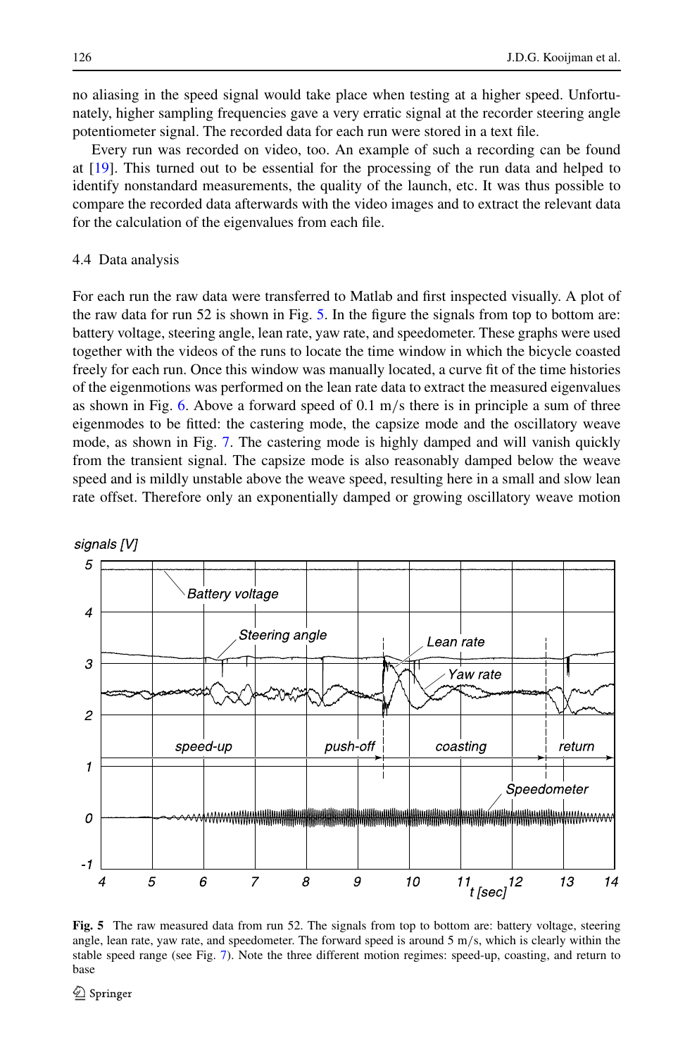no aliasing in the speed signal would take place when testing at a higher speed. Unfortunately, higher sampling frequencies gave a very erratic signal at the recorder steering angle potentiometer signal. The recorded data for each run were stored in a text file.

Every run was recorded on video, too. An example of such a recording can be found at [19]. This turned out to be essential for the processing of the run data and helped to identify nonstandard measurements, the quality of the launch, etc. It was thus possible to compare the recorded data afterwards with the video images and to extract the relevant data for the calculation of the eigenvalues from each file.

### 4.4 Data analysis

For each run the raw data were transferred to Matlab and first inspected visually. A plot of the raw data for run 52 is shown in Fig. 5. In the figure the signals from top to bottom are: battery voltage, steering angle, lean rate, yaw rate, and speedometer. These graphs were used together with the videos of the runs to locate the time window in which the bicycle coasted freely for each run. Once this window was manually located, a curve fit of the time histories of the eigenmotions was performed on the lean rate data to extract the measured eigenvalues as shown in Fig. 6. Above a forward speed of 0.1 m/s there is in principle a sum of three eigenmodes to be fitted: the castering mode, the capsize mode and the oscillatory weave mode, as shown in Fig. 7. The castering mode is highly damped and will vanish quickly from the transient signal. The capsize mode is also reasonably damped below the weave speed and is mildly unstable above the weave speed, resulting here in a small and slow lean rate offset. Therefore only an exponentially damped or growing oscillatory weave motion

**Fig. 5** The raw measured data from run 52. The signals from top to bottom are: battery voltage, steering angle, lean rate, yaw rate, and speedometer. The forward speed is around 5 m/s, which is clearly within the stable speed range (see Fig. 7). Note the three different motion regimes: speed-up, coasting, and return to base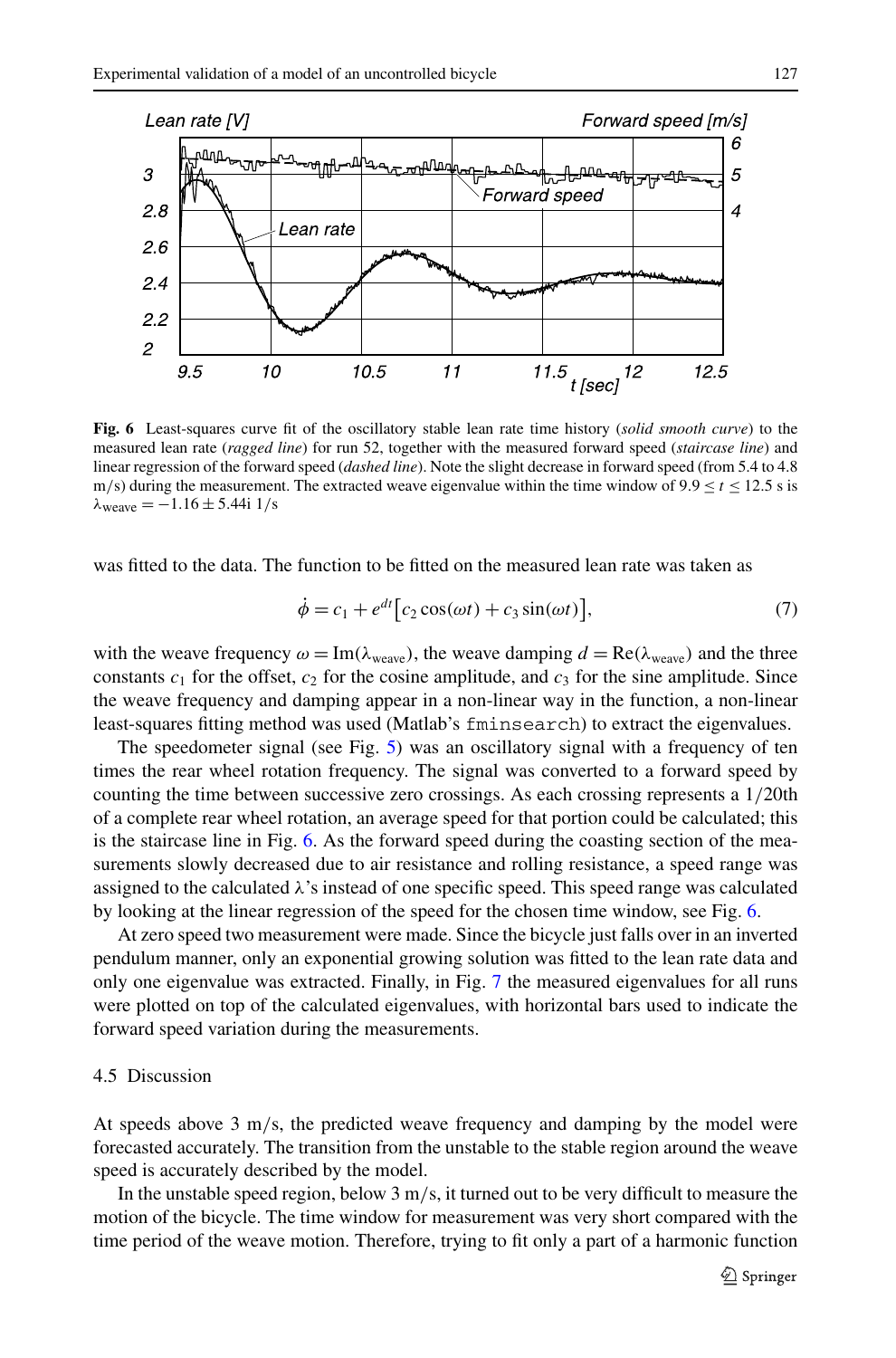**Fig. 6** Least-squares curve fit of the oscillatory stable lean rate time history (*solid smooth curve*) to the measured lean rate (*ragged line*) for run 52, together with the measured forward speed (*staircase line*) and linear regression of the forward speed (*dashed line*). Note the slight decrease in forward speed (from 5.4 to 4.8 m/s) during the measurement. The extracted weave eigenvalue within the time window of $9.9 \le t \le 12.5$ s is $\lambda_{\text{weave}} = -1.16 \pm 5.44\text{i}$ 1/s

was fitted to the data. The function to be fitted on the measured lean rate was taken as

$$\dot{\phi} = c_1 + e^{dt}\big[c_2 \cos(\omega t) + c_3 \sin(\omega t)\big], \tag{7}$$

with the weave frequency $\omega = \text{Im}(\lambda_{\text{weave}})$, the weave damping $d = \text{Re}(\lambda_{\text{weave}})$ and the three constants $c_1$ for the offset, $c_2$ for the cosine amplitude, and $c_3$ for the sine amplitude. Since the weave frequency and damping appear in a non-linear way in the function, a non-linear least-squares fitting method was used (Matlab's `fminsearch`) to extract the eigenvalues.

The speedometer signal (see Fig. 5) was an oscillatory signal with a frequency of ten times the rear wheel rotation frequency. The signal was converted to a forward speed by counting the time between successive zero crossings. As each crossing represents a 1/20th of a complete rear wheel rotation, an average speed for that portion could be calculated; this is the staircase line in Fig. 6. As the forward speed during the coasting section of the measurements slowly decreased due to air resistance and rolling resistance, a speed range was assigned to the calculated $\lambda$'s instead of one specific speed. This speed range was calculated by looking at the linear regression of the speed for the chosen time window, see Fig. 6.

At zero speed two measurement were made. Since the bicycle just falls over in an inverted pendulum manner, only an exponential growing solution was fitted to the lean rate data and only one eigenvalue was extracted. Finally, in Fig. 7 the measured eigenvalues for all runs were plotted on top of the calculated eigenvalues, with horizontal bars used to indicate the forward speed variation during the measurements.

### 4.5 Discussion

At speeds above 3 m/s, the predicted weave frequency and damping by the model were forecasted accurately. The transition from the unstable to the stable region around the weave speed is accurately described by the model.

In the unstable speed region, below 3 m/s, it turned out to be very difficult to measure the motion of the bicycle. The time window for measurement was very short compared with the time period of the weave motion. Therefore, trying to fit only a part of a harmonic function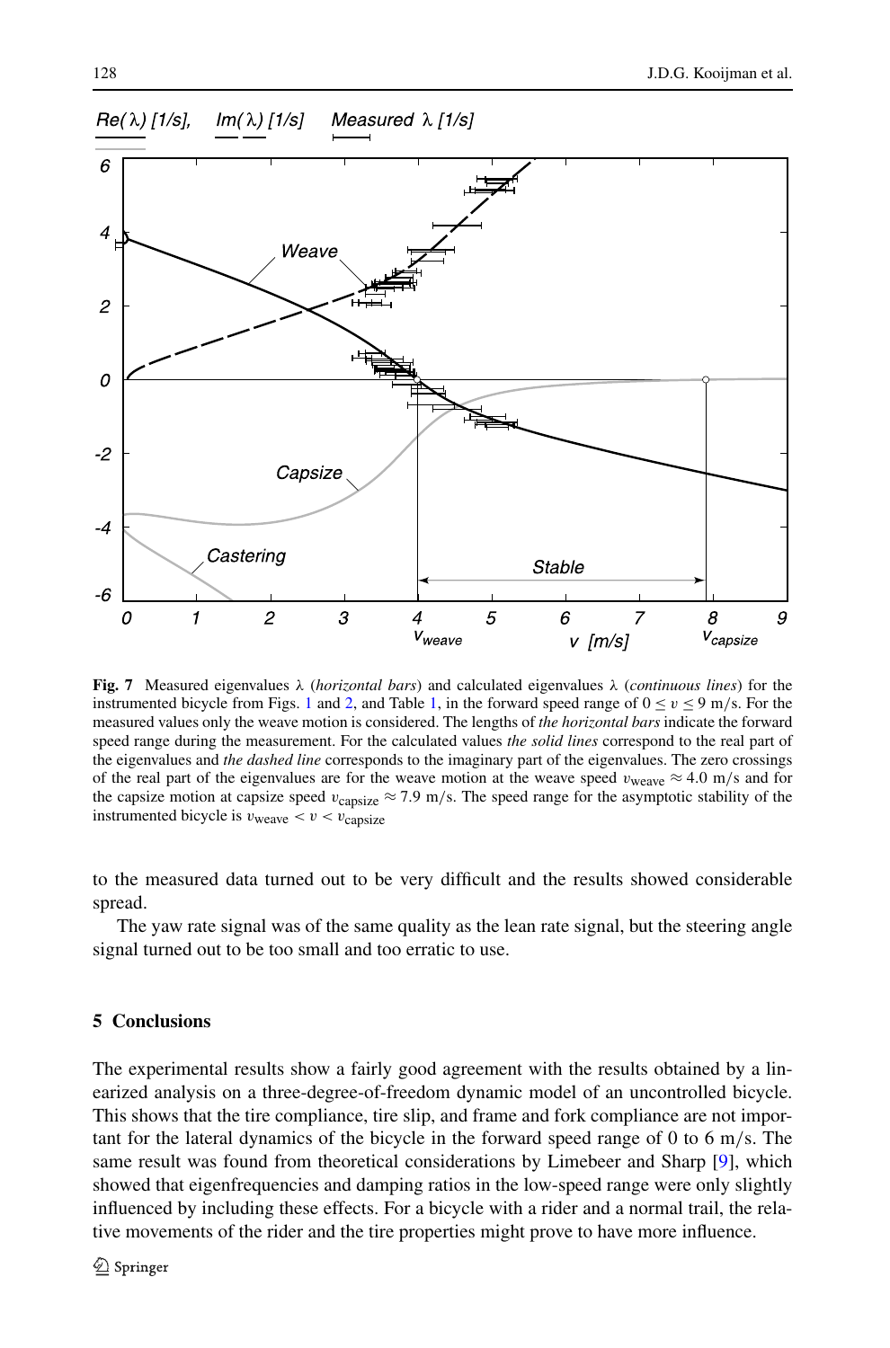**Fig. 7** Measured eigenvalues λ (*horizontal bars*) and calculated eigenvalues λ (*continuous lines*) for the instrumented bicycle from Figs. 1 and 2, and Table 1, in the forward speed range of $0 \le v \le 9$ m/s. For the measured values only the weave motion is considered. The lengths of *the horizontal bars* indicate the forward speed range during the measurement. For the calculated values *the solid lines* correspond to the real part of the eigenvalues and *the dashed line* corresponds to the imaginary part of the eigenvalues. The zero crossings of the real part of the eigenvalues are for the weave motion at the weave speed $v_{\mathrm{weave}} \approx 4.0$ m/s and for the capsize motion at capsize speed $v_{\mathrm{capsize}} \approx 7.9$ m/s. The speed range for the asymptotic stability of the instrumented bicycle is $v_{\mathrm{weave}} < v < v_{\mathrm{capsize}}$

to the measured data turned out to be very difficult and the results showed considerable spread.

The yaw rate signal was of the same quality as the lean rate signal, but the steering angle signal turned out to be too small and too erratic to use.

## 5 Conclusions

The experimental results show a fairly good agreement with the results obtained by a linearized analysis on a three-degree-of-freedom dynamic model of an uncontrolled bicycle. This shows that the tire compliance, tire slip, and frame and fork compliance are not important for the lateral dynamics of the bicycle in the forward speed range of 0 to 6 m/s. The same result was found from theoretical considerations by Limebeer and Sharp [9], which showed that eigenfrequencies and damping ratios in the low-speed range were only slightly influenced by including these effects. For a bicycle with a rider and a normal trail, the relative movements of the rider and the tire properties might prove to have more influence.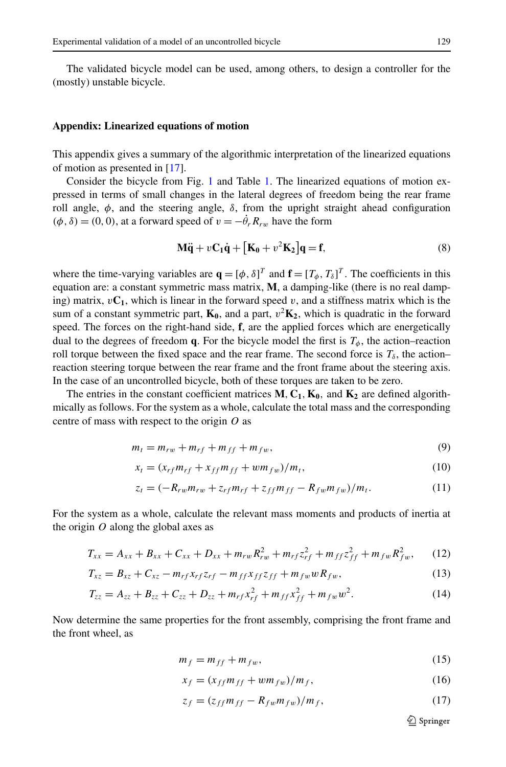The validated bicycle model can be used, among others, to design a controller for the (mostly) unstable bicycle.

### Appendix: Linearized equations of motion

This appendix gives a summary of the algorithmic interpretation of the linearized equations of motion as presented in [17].

Consider the bicycle from Fig. 1 and Table 1. The linearized equations of motion expressed in terms of small changes in the lateral degrees of freedom being the rear frame roll angle, $\phi$, and the steering angle, $\delta$, from the upright straight ahead configuration $(\phi, \delta) = (0, 0)$, at a forward speed of $v = -\dot{\theta}_r R_{rw}$ have the form

$$\mathbf{M}\ddot{\mathbf{q}} + v\mathbf{C_1}\dot{\mathbf{q}} + \left[\mathbf{K_0} + v^2\mathbf{K_2}\right]\mathbf{q} = \mathbf{f}, \tag{8}$$

where the time-varying variables are $\mathbf{q} = [\phi, \delta]^T$ and $\mathbf{f} = [T_\phi, T_\delta]^T$. The coefficients in this equation are: a constant symmetric mass matrix, $\mathbf{M}$, a damping-like (there is no real damping) matrix, $v\mathbf{C_1}$, which is linear in the forward speed $v$, and a stiffness matrix which is the sum of a constant symmetric part, $\mathbf{K_0}$, and a part, $v^2\mathbf{K_2}$, which is quadratic in the forward speed. The forces on the right-hand side, $\mathbf{f}$, are the applied forces which are energetically dual to the degrees of freedom $\mathbf{q}$. For the bicycle model the first is $T_\phi$, the action–reaction roll torque between the fixed space and the rear frame. The second force is $T_\delta$, the action–reaction steering torque between the rear frame and the front frame about the steering axis. In the case of an uncontrolled bicycle, both of these torques are taken to be zero.

The entries in the constant coefficient matrices $\mathbf{M}$, $\mathbf{C_1}$, $\mathbf{K_0}$, and $\mathbf{K_2}$ are defined algorithmically as follows. For the system as a whole, calculate the total mass and the corresponding centre of mass with respect to the origin $O$ as

$$m_t = m_{rw} + m_{rf} + m_{ff} + m_{fw}, \tag{9}$$

$$x_t = (x_{rf} m_{rf} + x_{ff} m_{ff} + w m_{fw})/m_t, \tag{10}$$

$$z_t = (-R_{rw} m_{rw} + z_{rf} m_{rf} + z_{ff} m_{ff} - R_{fw} m_{fw})/m_t. \tag{11}$$

For the system as a whole, calculate the relevant mass moments and products of inertia at the origin $O$ along the global axes as

$$T_{xx} = A_{xx} + B_{xx} + C_{xx} + D_{xx} + m_{rw} R_{rw}^2 + m_{rf} z_{rf}^2 + m_{ff} z_{ff}^2 + m_{fw} R_{fw}^2, \tag{12}$$

$$T_{xz} = B_{xz} + C_{xz} - m_{rf} x_{rf} z_{rf} - m_{ff} x_{ff} z_{ff} + m_{fw} w R_{fw}, \tag{13}$$

$$T_{zz} = A_{zz} + B_{zz} + C_{zz} + D_{zz} + m_{rf} x_{rf}^2 + m_{ff} x_{ff}^2 + m_{fw} w^2. \tag{14}$$

Now determine the same properties for the front assembly, comprising the front frame and the front wheel, as

$$m_f = m_{ff} + m_{fw}, \tag{15}$$

$$x_f = (x_{ff} m_{ff} + w m_{fw})/m_f, \tag{16}$$

$$z_f = (z_{ff} m_{ff} - R_{fw} m_{fw})/m_f, \tag{17}$$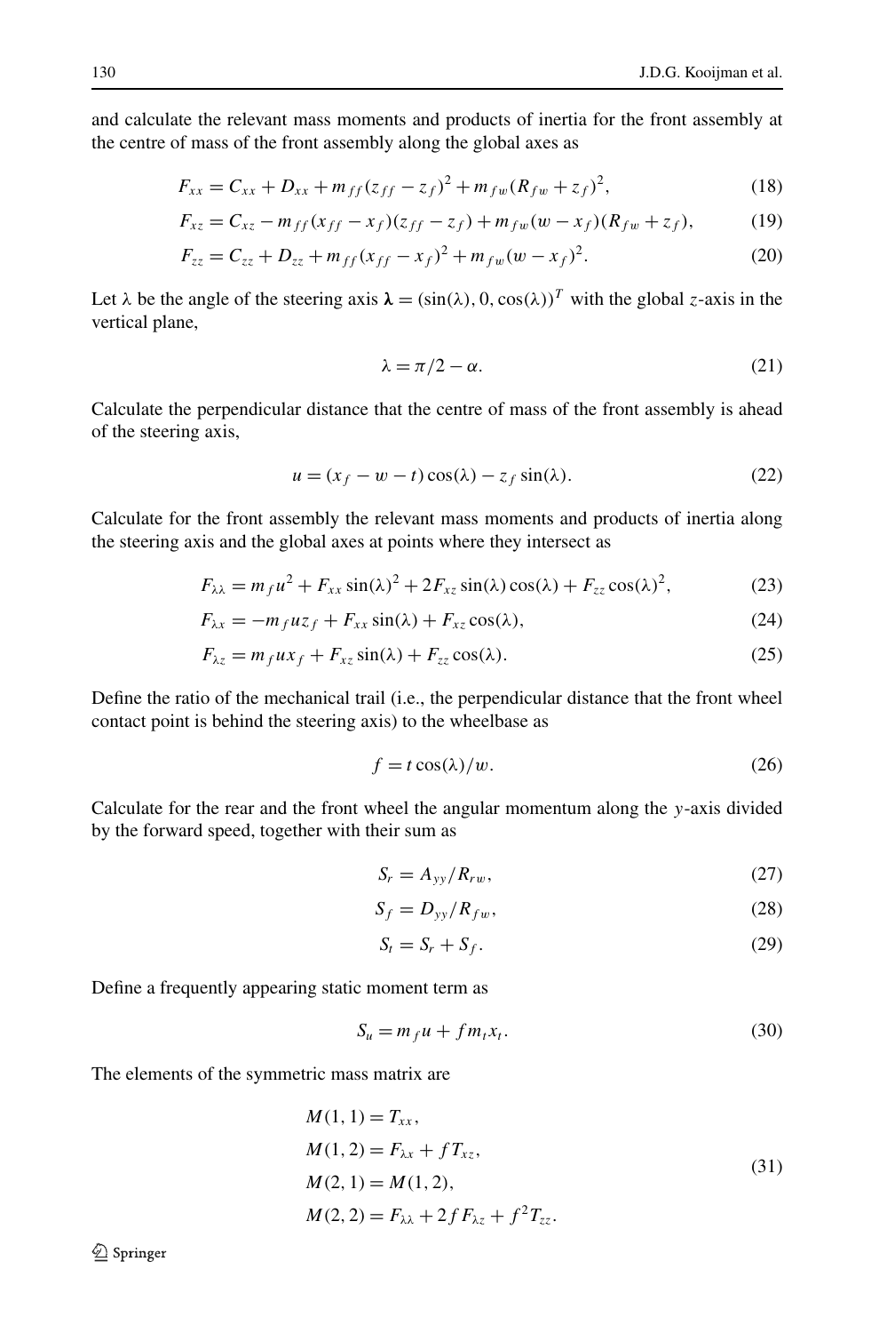and calculate the relevant mass moments and products of inertia for the front assembly at the centre of mass of the front assembly along the global axes as

$$F_{xx} = C_{xx} + D_{xx} + m_{ff}(z_{ff} - z_f)^2 + m_{fw}(R_{fw} + z_f)^2, \tag{18}$$

$$F_{xz} = C_{xz} - m_{ff}(x_{ff} - x_f)(z_{ff} - z_f) + m_{fw}(w - x_f)(R_{fw} + z_f), \tag{19}$$

$$F_{zz} = C_{zz} + D_{zz} + m_{ff}(x_{ff} - x_f)^2 + m_{fw}(w - x_f)^2. \tag{20}$$

Let $\lambda$ be the angle of the steering axis $\boldsymbol{\lambda} = (\sin(\lambda), 0, \cos(\lambda))^T$ with the global $z$-axis in the vertical plane,

$$\lambda = \pi/2 - \alpha. \tag{21}$$

Calculate the perpendicular distance that the centre of mass of the front assembly is ahead of the steering axis,

$$u = (x_f - w - t)\cos(\lambda) - z_f \sin(\lambda). \tag{22}$$

Calculate for the front assembly the relevant mass moments and products of inertia along the steering axis and the global axes at points where they intersect as

$$F_{\lambda\lambda} = m_f u^2 + F_{xx}\sin(\lambda)^2 + 2F_{xz}\sin(\lambda)\cos(\lambda) + F_{zz}\cos(\lambda)^2, \tag{23}$$

$$F_{\lambda x} = -m_f u z_f + F_{xx}\sin(\lambda) + F_{xz}\cos(\lambda), \tag{24}$$

$$F_{\lambda z} = m_f u x_f + F_{xz}\sin(\lambda) + F_{zz}\cos(\lambda). \tag{25}$$

Define the ratio of the mechanical trail (i.e., the perpendicular distance that the front wheel contact point is behind the steering axis) to the wheelbase as

$$f = t\cos(\lambda)/w. \tag{26}$$

Calculate for the rear and the front wheel the angular momentum along the $y$-axis divided by the forward speed, together with their sum as

$$S_r = A_{yy}/R_{rw}, \tag{27}$$

$$S_f = D_{yy}/R_{fw}, \tag{28}$$

$$S_t = S_r + S_f. \tag{29}$$

Define a frequently appearing static moment term as

$$S_u = m_f u + f m_t x_t. \tag{30}$$

The elements of the symmetric mass matrix are

$$\begin{aligned}
M(1,1) &= T_{xx}, \\
M(1,2) &= F_{\lambda x} + f T_{xz}, \\
M(2,1) &= M(1,2), \\
M(2,2) &= F_{\lambda\lambda} + 2f F_{\lambda z} + f^2 T_{zz}.
\end{aligned} \tag{31}$$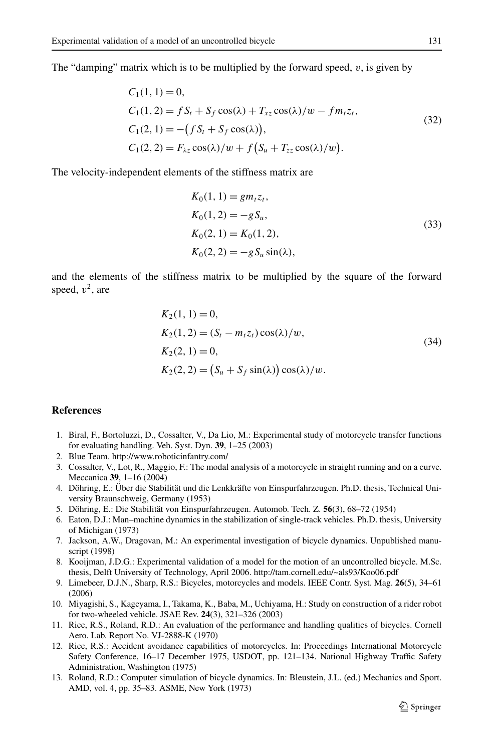The "damping" matrix which is to be multiplied by the forward speed, $v$, is given by

$$
\begin{aligned}
C_1(1,1) &= 0, \\
C_1(1,2) &= f S_t + S_f \cos(\lambda) + T_{xz} \cos(\lambda)/w - f m_t z_t, \\
C_1(2,1) &= -\big(f S_t + S_f \cos(\lambda)\big), \\
C_1(2,2) &= F_{\lambda z} \cos(\lambda)/w + f\big(S_u + T_{zz} \cos(\lambda)/w\big).
\end{aligned}
\tag{32}
$$

The velocity-independent elements of the stiffness matrix are

$$
\begin{aligned}
K_0(1,1) &= g m_t z_t, \\
K_0(1,2) &= -g S_u, \\
K_0(2,1) &= K_0(1,2), \\
K_0(2,2) &= -g S_u \sin(\lambda),
\end{aligned}
\tag{33}
$$

and the elements of the stiffness matrix to be multiplied by the square of the forward speed, $v^2$, are

$$
\begin{aligned}
K_2(1,1) &= 0, \\
K_2(1,2) &= (S_t - m_t z_t) \cos(\lambda)/w, \\
K_2(2,1) &= 0, \\
K_2(2,2) &= \big(S_u + S_f \sin(\lambda)\big) \cos(\lambda)/w.
\end{aligned}
\tag{34}
$$

## References

1. Biral, F., Bortoluzzi, D., Cossalter, V., Da Lio, M.: Experimental study of motorcycle transfer functions for evaluating handling. Veh. Syst. Dyn. **39**, 1–25 (2003)
2. Blue Team. http://www.roboticinfantry.com/
3. Cossalter, V., Lot, R., Maggio, F.: The modal analysis of a motorcycle in straight running and on a curve. Meccanica **39**, 1–16 (2004)
4. Döhring, E.: Über die Stabilität und die Lenkkräfte von Einspurfahrzeugen. Ph.D. thesis, Technical University Braunschweig, Germany (1953)
5. Döhring, E.: Die Stabilität von Einspurfahrzeugen. Automob. Tech. Z. **56**(3), 68–72 (1954)
6. Eaton, D.J.: Man–machine dynamics in the stabilization of single-track vehicles. Ph.D. thesis, University of Michigan (1973)
7. Jackson, A.W., Dragovan, M.: An experimental investigation of bicycle dynamics. Unpublished manuscript (1998)
8. Kooijman, J.D.G.: Experimental validation of a model for the motion of an uncontrolled bicycle. M.Sc. thesis, Delft University of Technology, April 2006. http://tam.cornell.edu/~als93/Koo06.pdf
9. Limebeer, D.J.N., Sharp, R.S.: Bicycles, motorcycles and models. IEEE Contr. Syst. Mag. **26**(5), 34–61 (2006)
10. Miyagishi, S., Kageyama, I., Takama, K., Baba, M., Uchiyama, H.: Study on construction of a rider robot for two-wheeled vehicle. JSAE Rev. **24**(3), 321–326 (2003)
11. Rice, R.S., Roland, R.D.: An evaluation of the performance and handling qualities of bicycles. Cornell Aero. Lab. Report No. VJ-2888-K (1970)
12. Rice, R.S.: Accident avoidance capabilities of motorcycles. In: Proceedings International Motorcycle Safety Conference, 16–17 December 1975, USDOT, pp. 121–134. National Highway Traffic Safety Administration, Washington (1975)
13. Roland, R.D.: Computer simulation of bicycle dynamics. In: Bleustein, J.L. (ed.) Mechanics and Sport. AMD, vol. 4, pp. 35–83. ASME, New York (1973)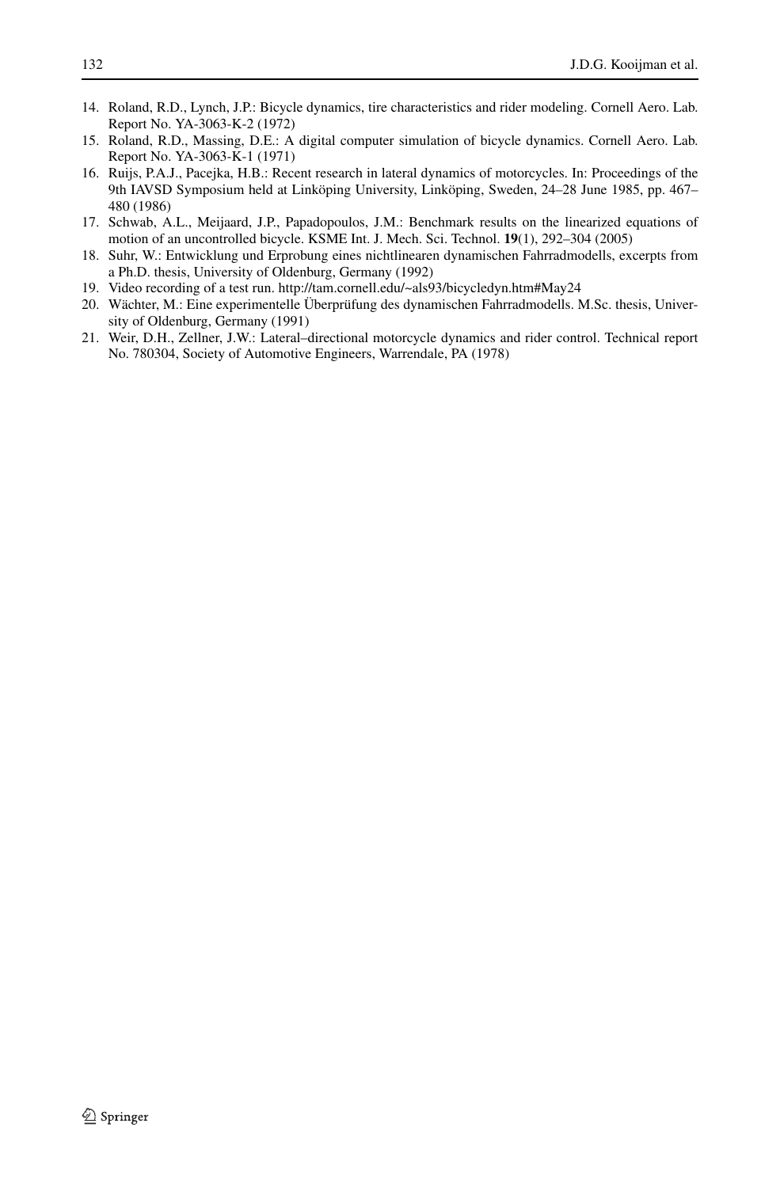14. Roland, R.D., Lynch, J.P.: Bicycle dynamics, tire characteristics and rider modeling. Cornell Aero. Lab. Report No. YA-3063-K-2 (1972)
15. Roland, R.D., Massing, D.E.: A digital computer simulation of bicycle dynamics. Cornell Aero. Lab. Report No. YA-3063-K-1 (1971)
16. Ruijs, P.A.J., Pacejka, H.B.: Recent research in lateral dynamics of motorcycles. In: Proceedings of the 9th IAVSD Symposium held at Linköping University, Linköping, Sweden, 24–28 June 1985, pp. 467–480 (1986)
17. Schwab, A.L., Meijaard, J.P., Papadopoulos, J.M.: Benchmark results on the linearized equations of motion of an uncontrolled bicycle. KSME Int. J. Mech. Sci. Technol. **19**(1), 292–304 (2005)
18. Suhr, W.: Entwicklung und Erprobung eines nichtlinearen dynamischen Fahrradmodells, excerpts from a Ph.D. thesis, University of Oldenburg, Germany (1992)
19. Video recording of a test run. http://tam.cornell.edu/~als93/bicycledyn.htm#May24
20. Wächter, M.: Eine experimentelle Überprüfung des dynamischen Fahrradmodells. M.Sc. thesis, University of Oldenburg, Germany (1991)
21. Weir, D.H., Zellner, J.W.: Lateral–directional motorcycle dynamics and rider control. Technical report No. 780304, Society of Automotive Engineers, Warrendale, PA (1978)